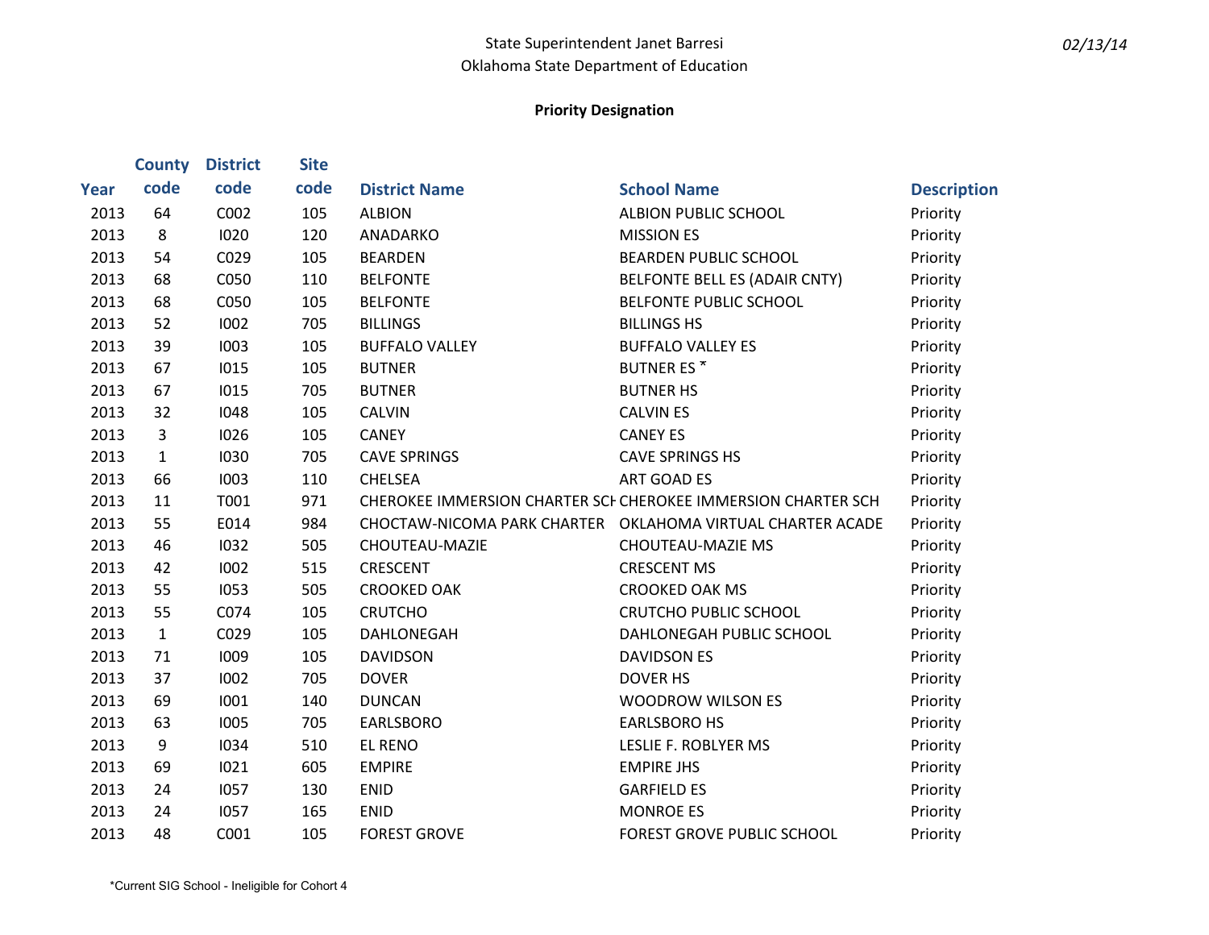State Superintendent Janet Barresi
Oklahoma State Department of Education

*02/13/14*

**Priority Designation**

| Year | County code | District code | Site code | District Name | School Name | Description |
|---|---|---|---|---|---|---|
| 2013 | 64 | C002 | 105 | ALBION | ALBION PUBLIC SCHOOL | Priority |
| 2013 | 8 | I020 | 120 | ANADARKO | MISSION ES | Priority |
| 2013 | 54 | C029 | 105 | BEARDEN | BEARDEN PUBLIC SCHOOL | Priority |
| 2013 | 68 | C050 | 110 | BELFONTE | BELFONTE BELL ES (ADAIR CNTY) | Priority |
| 2013 | 68 | C050 | 105 | BELFONTE | BELFONTE PUBLIC SCHOOL | Priority |
| 2013 | 52 | I002 | 705 | BILLINGS | BILLINGS HS | Priority |
| 2013 | 39 | I003 | 105 | BUFFALO VALLEY | BUFFALO VALLEY ES | Priority |
| 2013 | 67 | I015 | 105 | BUTNER | BUTNER ES * | Priority |
| 2013 | 67 | I015 | 705 | BUTNER | BUTNER HS | Priority |
| 2013 | 32 | I048 | 105 | CALVIN | CALVIN ES | Priority |
| 2013 | 3 | I026 | 105 | CANEY | CANEY ES | Priority |
| 2013 | 1 | I030 | 705 | CAVE SPRINGS | CAVE SPRINGS HS | Priority |
| 2013 | 66 | I003 | 110 | CHELSEA | ART GOAD ES | Priority |
| 2013 | 11 | T001 | 971 | CHEROKEE IMMERSION CHARTER SCH | CHEROKEE IMMERSION CHARTER SCH | Priority |
| 2013 | 55 | E014 | 984 | CHOCTAW-NICOMA PARK CHARTER | OKLAHOMA VIRTUAL CHARTER ACADE | Priority |
| 2013 | 46 | I032 | 505 | CHOUTEAU-MAZIE | CHOUTEAU-MAZIE MS | Priority |
| 2013 | 42 | I002 | 515 | CRESCENT | CRESCENT MS | Priority |
| 2013 | 55 | I053 | 505 | CROOKED OAK | CROOKED OAK MS | Priority |
| 2013 | 55 | C074 | 105 | CRUTCHO | CRUTCHO PUBLIC SCHOOL | Priority |
| 2013 | 1 | C029 | 105 | DAHLONEGAH | DAHLONEGAH PUBLIC SCHOOL | Priority |
| 2013 | 71 | I009 | 105 | DAVIDSON | DAVIDSON ES | Priority |
| 2013 | 37 | I002 | 705 | DOVER | DOVER HS | Priority |
| 2013 | 69 | I001 | 140 | DUNCAN | WOODROW WILSON ES | Priority |
| 2013 | 63 | I005 | 705 | EARLSBORO | EARLSBORO HS | Priority |
| 2013 | 9 | I034 | 510 | EL RENO | LESLIE F. ROBLYER MS | Priority |
| 2013 | 69 | I021 | 605 | EMPIRE | EMPIRE JHS | Priority |
| 2013 | 24 | I057 | 130 | ENID | GARFIELD ES | Priority |
| 2013 | 24 | I057 | 165 | ENID | MONROE ES | Priority |
| 2013 | 48 | C001 | 105 | FOREST GROVE | FOREST GROVE PUBLIC SCHOOL | Priority |

*Current SIG School - Ineligible for Cohort 4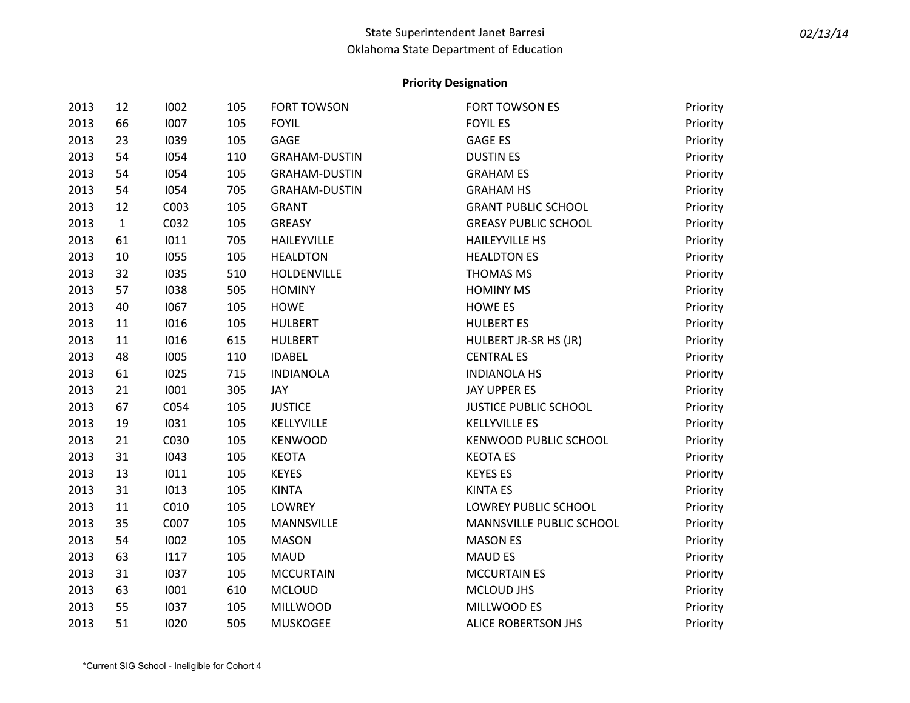### Priority Designation

| | | | | | | |
|---|---|---|---|---|---|---|
| 2013 | 12 | I002 | 105 | FORT TOWSON | FORT TOWSON ES | Priority |
| 2013 | 66 | I007 | 105 | FOYIL | FOYIL ES | Priority |
| 2013 | 23 | I039 | 105 | GAGE | GAGE ES | Priority |
| 2013 | 54 | I054 | 110 | GRAHAM-DUSTIN | DUSTIN ES | Priority |
| 2013 | 54 | I054 | 105 | GRAHAM-DUSTIN | GRAHAM ES | Priority |
| 2013 | 54 | I054 | 705 | GRAHAM-DUSTIN | GRAHAM HS | Priority |
| 2013 | 12 | C003 | 105 | GRANT | GRANT PUBLIC SCHOOL | Priority |
| 2013 | 1 | C032 | 105 | GREASY | GREASY PUBLIC SCHOOL | Priority |
| 2013 | 61 | I011 | 705 | HAILEYVILLE | HAILEYVILLE HS | Priority |
| 2013 | 10 | I055 | 105 | HEALDTON | HEALDTON ES | Priority |
| 2013 | 32 | I035 | 510 | HOLDENVILLE | THOMAS MS | Priority |
| 2013 | 57 | I038 | 505 | HOMINY | HOMINY MS | Priority |
| 2013 | 40 | I067 | 105 | HOWE | HOWE ES | Priority |
| 2013 | 11 | I016 | 105 | HULBERT | HULBERT ES | Priority |
| 2013 | 11 | I016 | 615 | HULBERT | HULBERT JR-SR HS (JR) | Priority |
| 2013 | 48 | I005 | 110 | IDABEL | CENTRAL ES | Priority |
| 2013 | 61 | I025 | 715 | INDIANOLA | INDIANOLA HS | Priority |
| 2013 | 21 | I001 | 305 | JAY | JAY UPPER ES | Priority |
| 2013 | 67 | C054 | 105 | JUSTICE | JUSTICE PUBLIC SCHOOL | Priority |
| 2013 | 19 | I031 | 105 | KELLYVILLE | KELLYVILLE ES | Priority |
| 2013 | 21 | C030 | 105 | KENWOOD | KENWOOD PUBLIC SCHOOL | Priority |
| 2013 | 31 | I043 | 105 | KEOTA | KEOTA ES | Priority |
| 2013 | 13 | I011 | 105 | KEYES | KEYES ES | Priority |
| 2013 | 31 | I013 | 105 | KINTA | KINTA ES | Priority |
| 2013 | 11 | C010 | 105 | LOWREY | LOWREY PUBLIC SCHOOL | Priority |
| 2013 | 35 | C007 | 105 | MANNSVILLE | MANNSVILLE PUBLIC SCHOOL | Priority |
| 2013 | 54 | I002 | 105 | MASON | MASON ES | Priority |
| 2013 | 63 | I117 | 105 | MAUD | MAUD ES | Priority |
| 2013 | 31 | I037 | 105 | MCCURTAIN | MCCURTAIN ES | Priority |
| 2013 | 63 | I001 | 610 | MCLOUD | MCLOUD JHS | Priority |
| 2013 | 55 | I037 | 105 | MILLWOOD | MILLWOOD ES | Priority |
| 2013 | 51 | I020 | 505 | MUSKOGEE | ALICE ROBERTSON JHS | Priority |

*Current SIG School - Ineligible for Cohort 4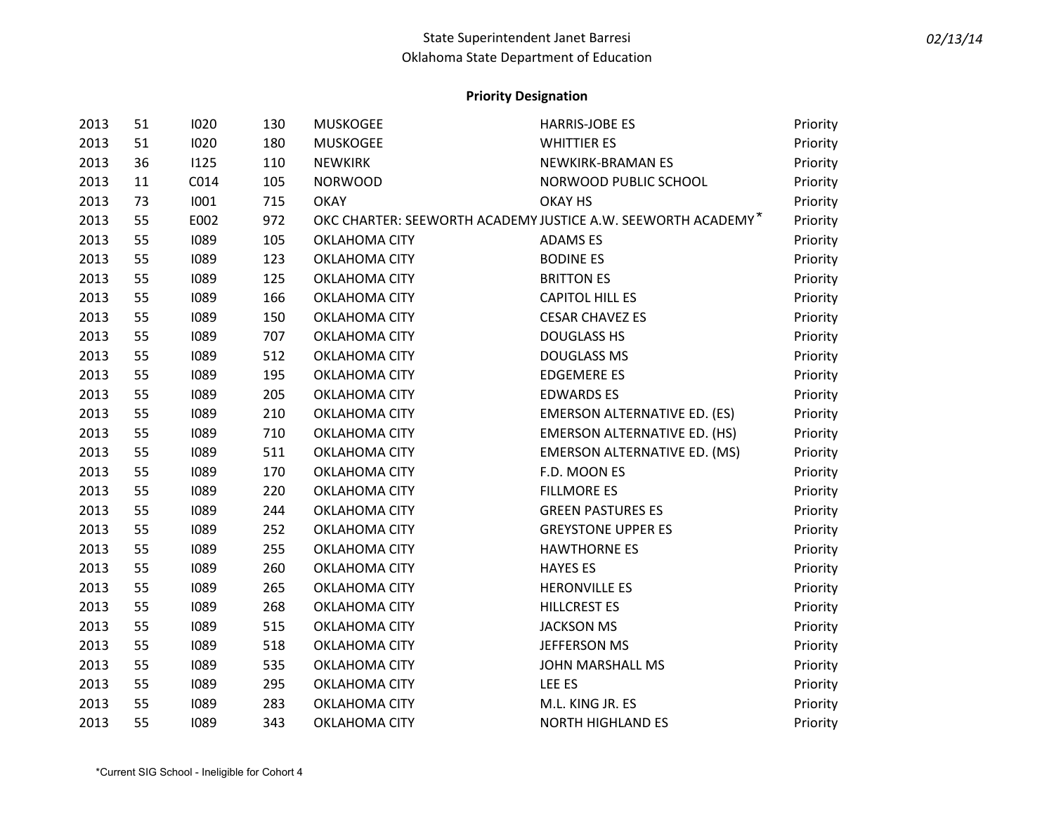State Superintendent Janet Barresi
Oklahoma State Department of Education

**Priority Designation**

| | | | | | | |
|---|---|---|---|---|---|---|
| 2013 | 51 | I020 | 130 | MUSKOGEE | HARRIS-JOBE ES | Priority |
| 2013 | 51 | I020 | 180 | MUSKOGEE | WHITTIER ES | Priority |
| 2013 | 36 | I125 | 110 | NEWKIRK | NEWKIRK-BRAMAN ES | Priority |
| 2013 | 11 | C014 | 105 | NORWOOD | NORWOOD PUBLIC SCHOOL | Priority |
| 2013 | 73 | I001 | 715 | OKAY | OKAY HS | Priority |
| 2013 | 55 | E002 | 972 | OKC CHARTER: SEEWORTH ACADEMY | JUSTICE A.W. SEEWORTH ACADEMY* | Priority |
| 2013 | 55 | I089 | 105 | OKLAHOMA CITY | ADAMS ES | Priority |
| 2013 | 55 | I089 | 123 | OKLAHOMA CITY | BODINE ES | Priority |
| 2013 | 55 | I089 | 125 | OKLAHOMA CITY | BRITTON ES | Priority |
| 2013 | 55 | I089 | 166 | OKLAHOMA CITY | CAPITOL HILL ES | Priority |
| 2013 | 55 | I089 | 150 | OKLAHOMA CITY | CESAR CHAVEZ ES | Priority |
| 2013 | 55 | I089 | 707 | OKLAHOMA CITY | DOUGLASS HS | Priority |
| 2013 | 55 | I089 | 512 | OKLAHOMA CITY | DOUGLASS MS | Priority |
| 2013 | 55 | I089 | 195 | OKLAHOMA CITY | EDGEMERE ES | Priority |
| 2013 | 55 | I089 | 205 | OKLAHOMA CITY | EDWARDS ES | Priority |
| 2013 | 55 | I089 | 210 | OKLAHOMA CITY | EMERSON ALTERNATIVE ED. (ES) | Priority |
| 2013 | 55 | I089 | 710 | OKLAHOMA CITY | EMERSON ALTERNATIVE ED. (HS) | Priority |
| 2013 | 55 | I089 | 511 | OKLAHOMA CITY | EMERSON ALTERNATIVE ED. (MS) | Priority |
| 2013 | 55 | I089 | 170 | OKLAHOMA CITY | F.D. MOON ES | Priority |
| 2013 | 55 | I089 | 220 | OKLAHOMA CITY | FILLMORE ES | Priority |
| 2013 | 55 | I089 | 244 | OKLAHOMA CITY | GREEN PASTURES ES | Priority |
| 2013 | 55 | I089 | 252 | OKLAHOMA CITY | GREYSTONE UPPER ES | Priority |
| 2013 | 55 | I089 | 255 | OKLAHOMA CITY | HAWTHORNE ES | Priority |
| 2013 | 55 | I089 | 260 | OKLAHOMA CITY | HAYES ES | Priority |
| 2013 | 55 | I089 | 265 | OKLAHOMA CITY | HERONVILLE ES | Priority |
| 2013 | 55 | I089 | 268 | OKLAHOMA CITY | HILLCREST ES | Priority |
| 2013 | 55 | I089 | 515 | OKLAHOMA CITY | JACKSON MS | Priority |
| 2013 | 55 | I089 | 518 | OKLAHOMA CITY | JEFFERSON MS | Priority |
| 2013 | 55 | I089 | 535 | OKLAHOMA CITY | JOHN MARSHALL MS | Priority |
| 2013 | 55 | I089 | 295 | OKLAHOMA CITY | LEE ES | Priority |
| 2013 | 55 | I089 | 283 | OKLAHOMA CITY | M.L. KING JR. ES | Priority |
| 2013 | 55 | I089 | 343 | OKLAHOMA CITY | NORTH HIGHLAND ES | Priority |

*Current SIG School - Ineligible for Cohort 4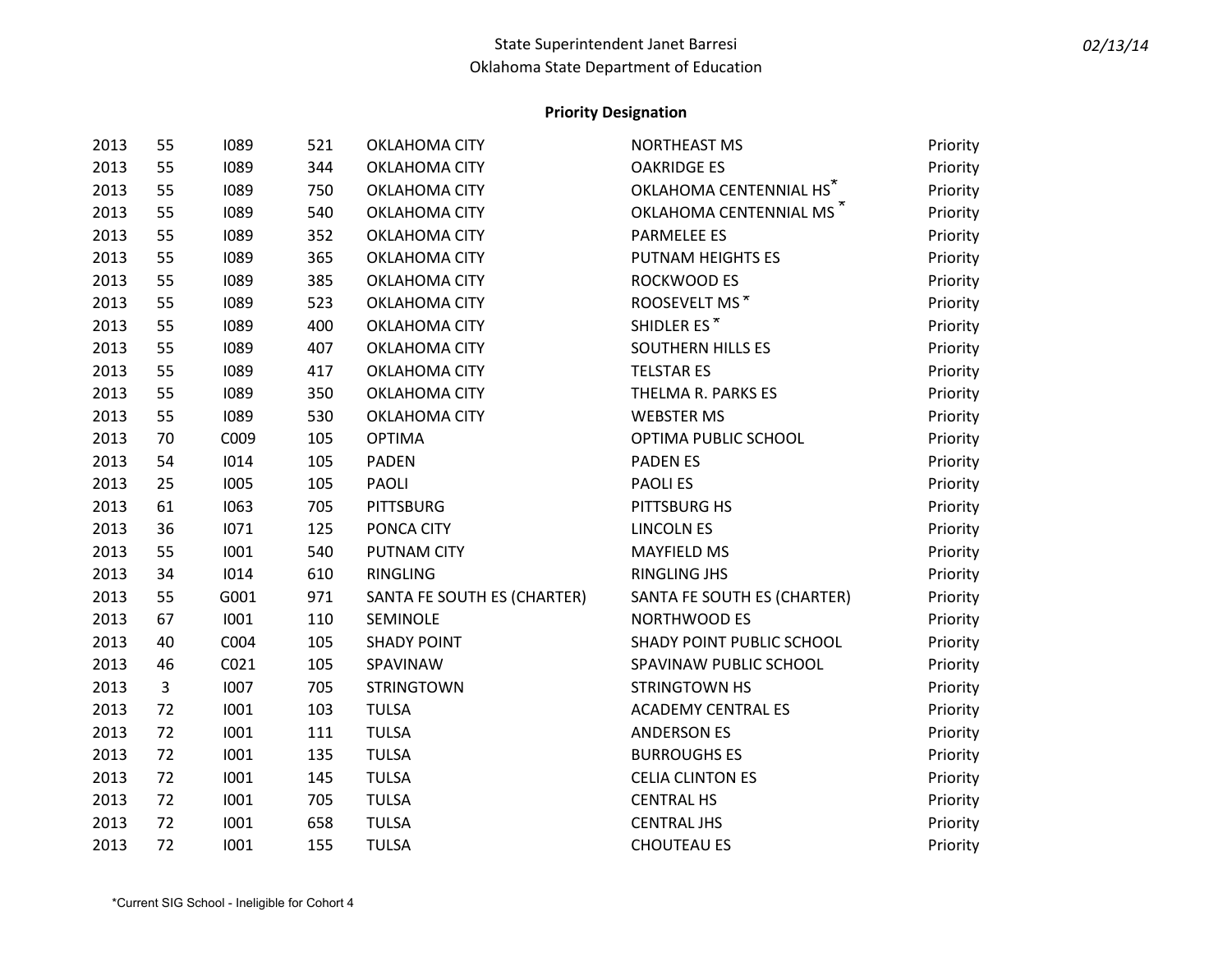State Superintendent Janet Barresi
Oklahoma State Department of Education

02/13/14

**Priority Designation**

| | | | | | | |
|---|---|---|---|---|---|---|
| 2013 | 55 | I089 | 521 | OKLAHOMA CITY | NORTHEAST MS | Priority |
| 2013 | 55 | I089 | 344 | OKLAHOMA CITY | OAKRIDGE ES | Priority |
| 2013 | 55 | I089 | 750 | OKLAHOMA CITY | OKLAHOMA CENTENNIAL HS* | Priority |
| 2013 | 55 | I089 | 540 | OKLAHOMA CITY | OKLAHOMA CENTENNIAL MS * | Priority |
| 2013 | 55 | I089 | 352 | OKLAHOMA CITY | PARMELEE ES | Priority |
| 2013 | 55 | I089 | 365 | OKLAHOMA CITY | PUTNAM HEIGHTS ES | Priority |
| 2013 | 55 | I089 | 385 | OKLAHOMA CITY | ROCKWOOD ES | Priority |
| 2013 | 55 | I089 | 523 | OKLAHOMA CITY | ROOSEVELT MS * | Priority |
| 2013 | 55 | I089 | 400 | OKLAHOMA CITY | SHIDLER ES * | Priority |
| 2013 | 55 | I089 | 407 | OKLAHOMA CITY | SOUTHERN HILLS ES | Priority |
| 2013 | 55 | I089 | 417 | OKLAHOMA CITY | TELSTAR ES | Priority |
| 2013 | 55 | I089 | 350 | OKLAHOMA CITY | THELMA R. PARKS ES | Priority |
| 2013 | 55 | I089 | 530 | OKLAHOMA CITY | WEBSTER MS | Priority |
| 2013 | 70 | C009 | 105 | OPTIMA | OPTIMA PUBLIC SCHOOL | Priority |
| 2013 | 54 | I014 | 105 | PADEN | PADEN ES | Priority |
| 2013 | 25 | I005 | 105 | PAOLI | PAOLI ES | Priority |
| 2013 | 61 | I063 | 705 | PITTSBURG | PITTSBURG HS | Priority |
| 2013 | 36 | I071 | 125 | PONCA CITY | LINCOLN ES | Priority |
| 2013 | 55 | I001 | 540 | PUTNAM CITY | MAYFIELD MS | Priority |
| 2013 | 34 | I014 | 610 | RINGLING | RINGLING JHS | Priority |
| 2013 | 55 | G001 | 971 | SANTA FE SOUTH ES (CHARTER) | SANTA FE SOUTH ES (CHARTER) | Priority |
| 2013 | 67 | I001 | 110 | SEMINOLE | NORTHWOOD ES | Priority |
| 2013 | 40 | C004 | 105 | SHADY POINT | SHADY POINT PUBLIC SCHOOL | Priority |
| 2013 | 46 | C021 | 105 | SPAVINAW | SPAVINAW PUBLIC SCHOOL | Priority |
| 2013 | 3 | I007 | 705 | STRINGTOWN | STRINGTOWN HS | Priority |
| 2013 | 72 | I001 | 103 | TULSA | ACADEMY CENTRAL ES | Priority |
| 2013 | 72 | I001 | 111 | TULSA | ANDERSON ES | Priority |
| 2013 | 72 | I001 | 135 | TULSA | BURROUGHS ES | Priority |
| 2013 | 72 | I001 | 145 | TULSA | CELIA CLINTON ES | Priority |
| 2013 | 72 | I001 | 705 | TULSA | CENTRAL HS | Priority |
| 2013 | 72 | I001 | 658 | TULSA | CENTRAL JHS | Priority |
| 2013 | 72 | I001 | 155 | TULSA | CHOUTEAU ES | Priority |

*Current SIG School - Ineligible for Cohort 4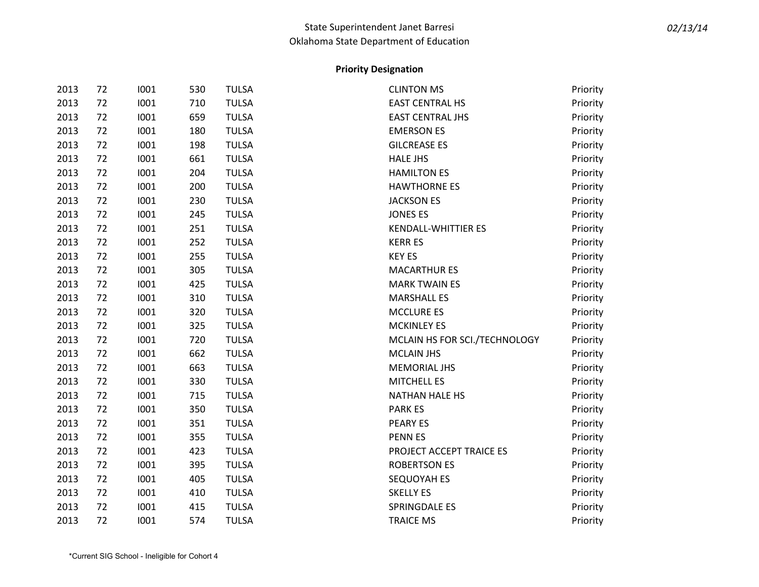State Superintendent Janet Barresi
Oklahoma State Department of Education

**Priority Designation**

| | | | | | | |
|---|---|---|---|---|---|---|
| 2013 | 72 | I001 | 530 | TULSA | CLINTON MS | Priority |
| 2013 | 72 | I001 | 710 | TULSA | EAST CENTRAL HS | Priority |
| 2013 | 72 | I001 | 659 | TULSA | EAST CENTRAL JHS | Priority |
| 2013 | 72 | I001 | 180 | TULSA | EMERSON ES | Priority |
| 2013 | 72 | I001 | 198 | TULSA | GILCREASE ES | Priority |
| 2013 | 72 | I001 | 661 | TULSA | HALE JHS | Priority |
| 2013 | 72 | I001 | 204 | TULSA | HAMILTON ES | Priority |
| 2013 | 72 | I001 | 200 | TULSA | HAWTHORNE ES | Priority |
| 2013 | 72 | I001 | 230 | TULSA | JACKSON ES | Priority |
| 2013 | 72 | I001 | 245 | TULSA | JONES ES | Priority |
| 2013 | 72 | I001 | 251 | TULSA | KENDALL-WHITTIER ES | Priority |
| 2013 | 72 | I001 | 252 | TULSA | KERR ES | Priority |
| 2013 | 72 | I001 | 255 | TULSA | KEY ES | Priority |
| 2013 | 72 | I001 | 305 | TULSA | MACARTHUR ES | Priority |
| 2013 | 72 | I001 | 425 | TULSA | MARK TWAIN ES | Priority |
| 2013 | 72 | I001 | 310 | TULSA | MARSHALL ES | Priority |
| 2013 | 72 | I001 | 320 | TULSA | MCCLURE ES | Priority |
| 2013 | 72 | I001 | 325 | TULSA | MCKINLEY ES | Priority |
| 2013 | 72 | I001 | 720 | TULSA | MCLAIN HS FOR SCI./TECHNOLOGY | Priority |
| 2013 | 72 | I001 | 662 | TULSA | MCLAIN JHS | Priority |
| 2013 | 72 | I001 | 663 | TULSA | MEMORIAL JHS | Priority |
| 2013 | 72 | I001 | 330 | TULSA | MITCHELL ES | Priority |
| 2013 | 72 | I001 | 715 | TULSA | NATHAN HALE HS | Priority |
| 2013 | 72 | I001 | 350 | TULSA | PARK ES | Priority |
| 2013 | 72 | I001 | 351 | TULSA | PEARY ES | Priority |
| 2013 | 72 | I001 | 355 | TULSA | PENN ES | Priority |
| 2013 | 72 | I001 | 423 | TULSA | PROJECT ACCEPT TRAICE ES | Priority |
| 2013 | 72 | I001 | 395 | TULSA | ROBERTSON ES | Priority |
| 2013 | 72 | I001 | 405 | TULSA | SEQUOYAH ES | Priority |
| 2013 | 72 | I001 | 410 | TULSA | SKELLY ES | Priority |
| 2013 | 72 | I001 | 415 | TULSA | SPRINGDALE ES | Priority |
| 2013 | 72 | I001 | 574 | TULSA | TRAICE MS | Priority |

*Current SIG School - Ineligible for Cohort 4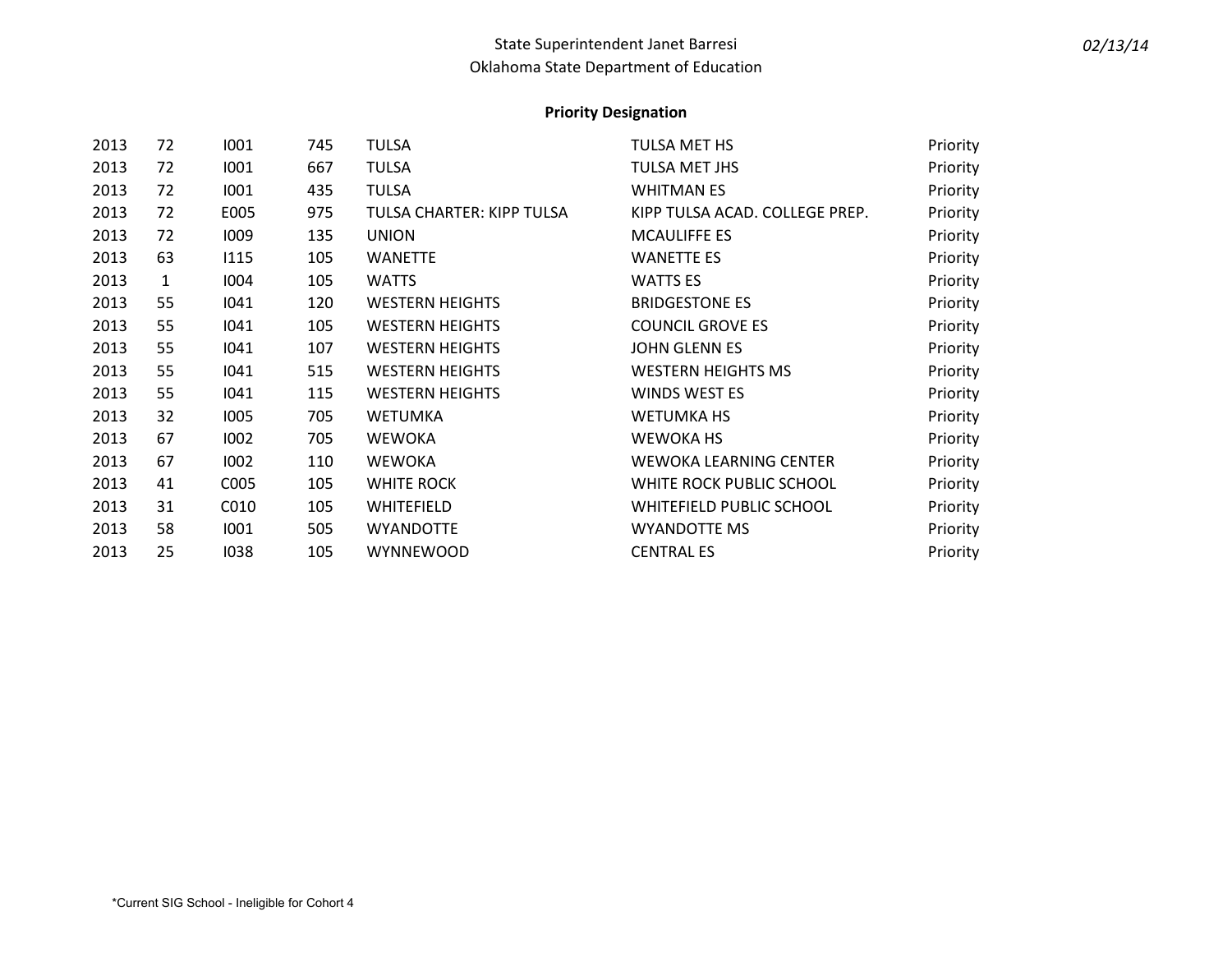**Priority Designation**

| | | | | | | |
|---|---|---|---|---|---|---|
| 2013 | 72 | I001 | 745 | TULSA | TULSA MET HS | Priority |
| 2013 | 72 | I001 | 667 | TULSA | TULSA MET JHS | Priority |
| 2013 | 72 | I001 | 435 | TULSA | WHITMAN ES | Priority |
| 2013 | 72 | E005 | 975 | TULSA CHARTER: KIPP TULSA | KIPP TULSA ACAD. COLLEGE PREP. | Priority |
| 2013 | 72 | I009 | 135 | UNION | MCAULIFFE ES | Priority |
| 2013 | 63 | I115 | 105 | WANETTE | WANETTE ES | Priority |
| 2013 | 1 | I004 | 105 | WATTS | WATTS ES | Priority |
| 2013 | 55 | I041 | 120 | WESTERN HEIGHTS | BRIDGESTONE ES | Priority |
| 2013 | 55 | I041 | 105 | WESTERN HEIGHTS | COUNCIL GROVE ES | Priority |
| 2013 | 55 | I041 | 107 | WESTERN HEIGHTS | JOHN GLENN ES | Priority |
| 2013 | 55 | I041 | 515 | WESTERN HEIGHTS | WESTERN HEIGHTS MS | Priority |
| 2013 | 55 | I041 | 115 | WESTERN HEIGHTS | WINDS WEST ES | Priority |
| 2013 | 32 | I005 | 705 | WETUMKA | WETUMKA HS | Priority |
| 2013 | 67 | I002 | 705 | WEWOKA | WEWOKA HS | Priority |
| 2013 | 67 | I002 | 110 | WEWOKA | WEWOKA LEARNING CENTER | Priority |
| 2013 | 41 | C005 | 105 | WHITE ROCK | WHITE ROCK PUBLIC SCHOOL | Priority |
| 2013 | 31 | C010 | 105 | WHITEFIELD | WHITEFIELD PUBLIC SCHOOL | Priority |
| 2013 | 58 | I001 | 505 | WYANDOTTE | WYANDOTTE MS | Priority |
| 2013 | 25 | I038 | 105 | WYNNEWOOD | CENTRAL ES | Priority |

*Current SIG School - Ineligible for Cohort 4